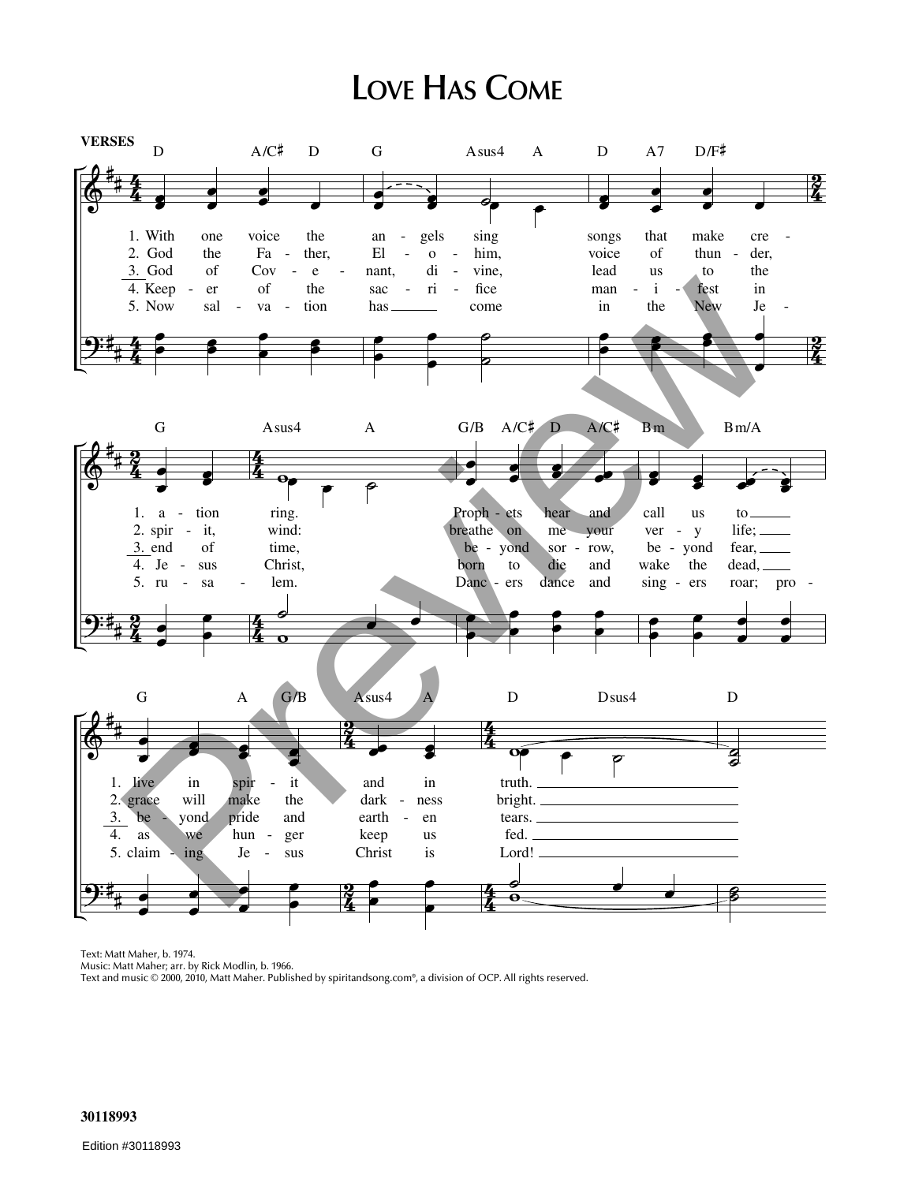# Love Has Come

**VERSES**

1. With one voice the angels sing songs that make creation ring. Prophets hear and call us to live in spirit and in truth.
2. God the Father, Elohim, voice of thunder, spirit, wind: breathe on me your very life; grace will make the darkness bright.
3. God of Covenant, divine, lead us to the end of time, beyond sorrow, beyond fear, beyond pride and earthen tears.
4. Keeper of the sacrifice manifest in Jesus Christ, born to die and wake the dead, as we hunger keep us fed.
5. Now salvation has come in the New Jerusalem. Dancers dance and singers roar; proclaiming Jesus Christ is Lord!

Text: Matt Maher, b. 1974.
Music: Matt Maher; arr. by Rick Modlin, b. 1966.
Text and music © 2000, 2010, Matt Maher. Published by spiritandsong.com®, a division of OCP. All rights reserved.

30118993

Edition #30118993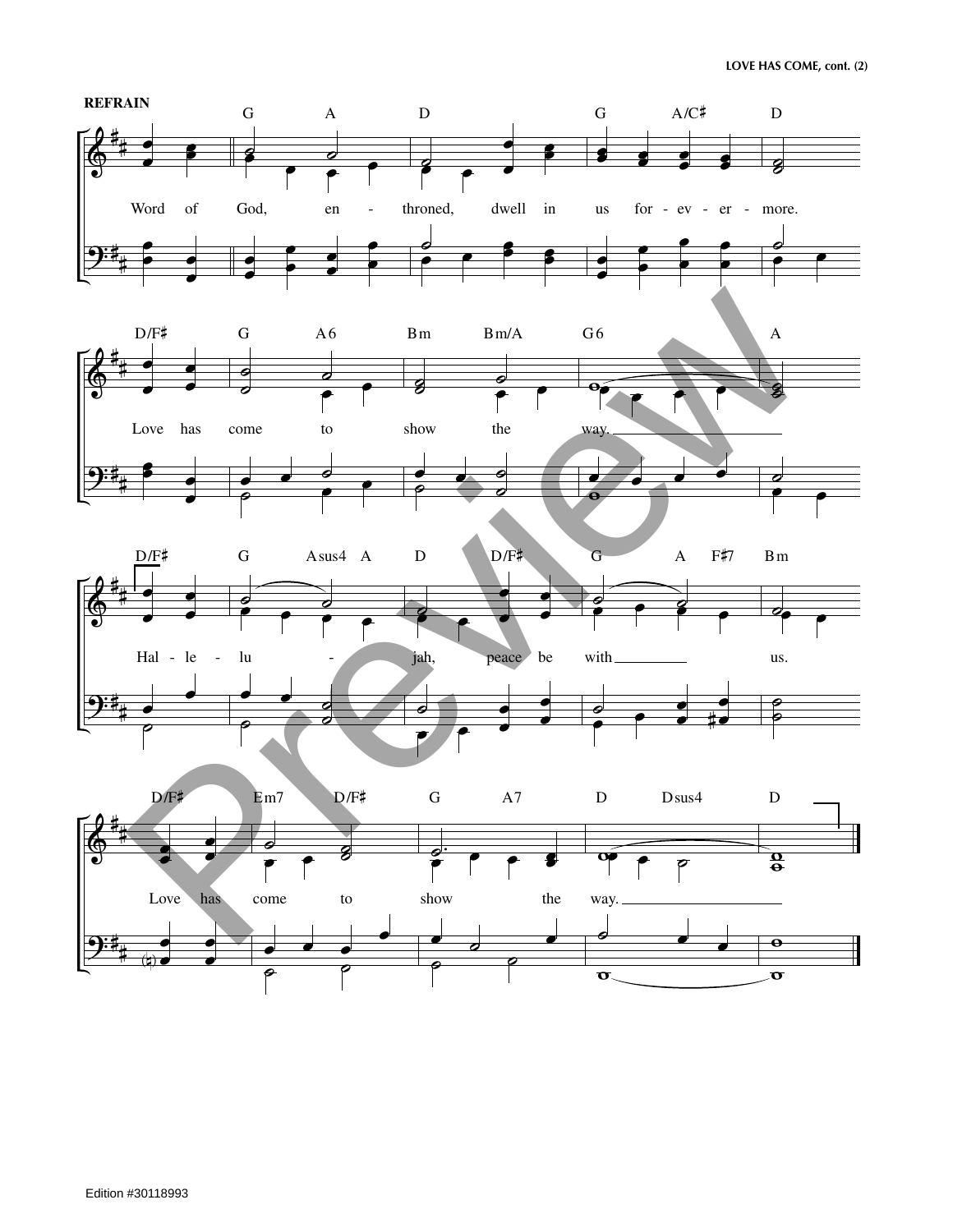**REFRAIN**

G A D G A/C♯ D

Word of God, en - throned, dwell in us for - ev - er - more.

D/F♯ G A6 Bm Bm/A G6 A

Love has come to show the way.

D/F♯ G Asus4 A D D/F♯ G A F♯7 Bm

Hal - le - lu - jah, peace be with us.

D/F♯ Em7 D/F♯ G A7 D Dsus4 D

Love has come to show the way.

Edition #30118993